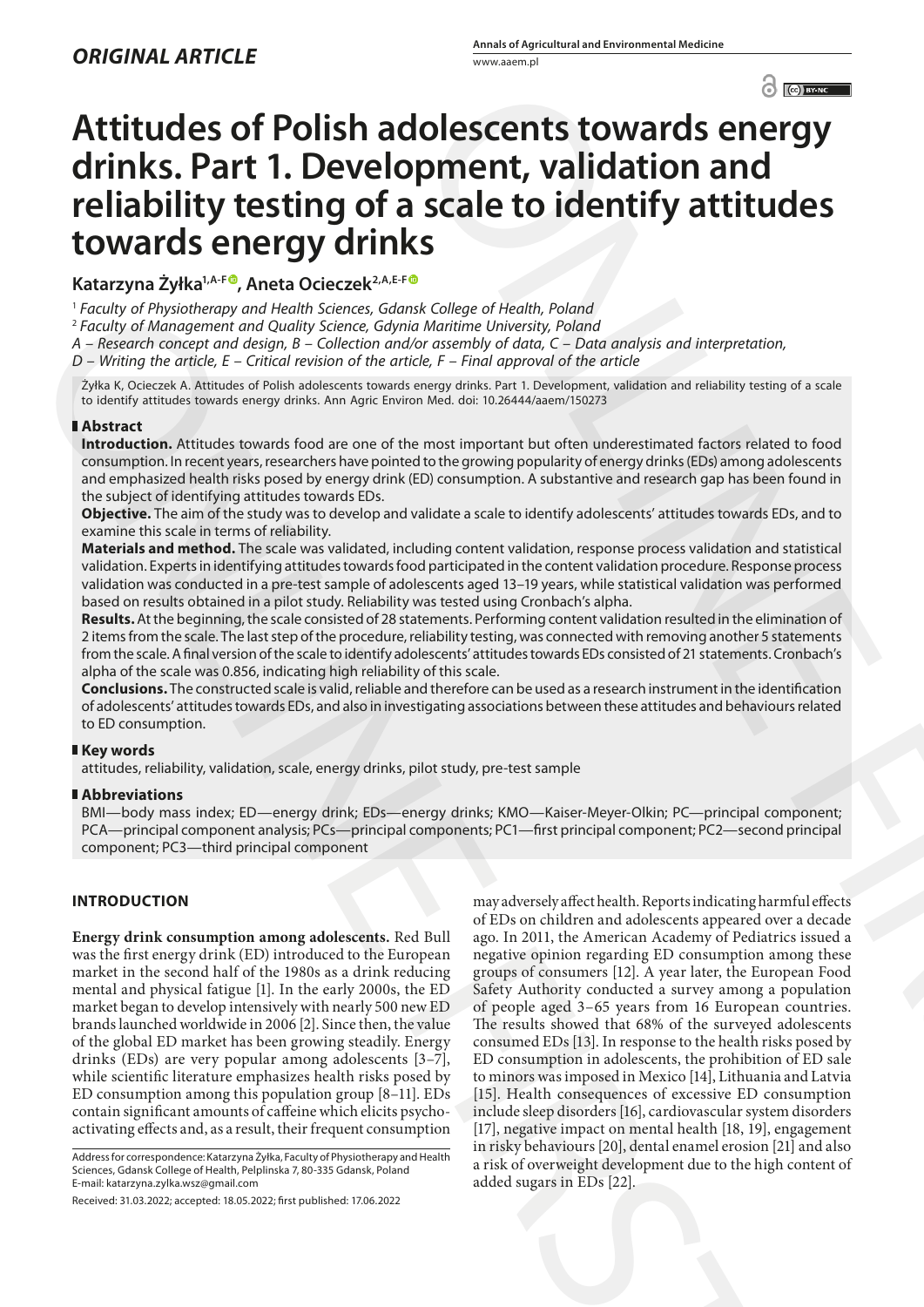*ORIGINAL ARTICLE*

# Attitudes of Polish adolescents towards energy drinks. Part 1. Development, validation and reliability testing of a scale to identify attitudes towards energy drinks

**Katarzyna Żyłka[1,A-F], Aneta Ocieczek[2,A,E-F]**

[1] *Faculty of Physiotherapy and Health Sciences, Gdansk College of Health, Poland*
[2] *Faculty of Management and Quality Science, Gdynia Maritime University, Poland*
*A – Research concept and design, B – Collection and/or assembly of data, C – Data analysis and interpretation, D – Writing the article, E – Critical revision of the article, F – Final approval of the article*

Żyłka K, Ocieczek A. Attitudes of Polish adolescents towards energy drinks. Part 1. Development, validation and reliability testing of a scale to identify attitudes towards energy drinks. Ann Agric Environ Med. doi: 10.26444/aaem/150273

## Abstract

**Introduction.** Attitudes towards food are one of the most important but often underestimated factors related to food consumption. In recent years, researchers have pointed to the growing popularity of energy drinks (EDs) among adolescents and emphasized health risks posed by energy drink (ED) consumption. A substantive and research gap has been found in the subject of identifying attitudes towards EDs.

**Objective.** The aim of the study was to develop and validate a scale to identify adolescents' attitudes towards EDs, and to examine this scale in terms of reliability.

**Materials and method.** The scale was validated, including content validation, response process validation and statistical validation. Experts in identifying attitudes towards food participated in the content validation procedure. Response process validation was conducted in a pre-test sample of adolescents aged 13–19 years, while statistical validation was performed based on results obtained in a pilot study. Reliability was tested using Cronbach's alpha.

**Results.** At the beginning, the scale consisted of 28 statements. Performing content validation resulted in the elimination of 2 items from the scale. The last step of the procedure, reliability testing, was connected with removing another 5 statements from the scale. A final version of the scale to identify adolescents' attitudes towards EDs consisted of 21 statements. Cronbach's alpha of the scale was 0.856, indicating high reliability of this scale.

**Conclusions.** The constructed scale is valid, reliable and therefore can be used as a research instrument in the identification of adolescents' attitudes towards EDs, and also in investigating associations between these attitudes and behaviours related to ED consumption.

## Key words

attitudes, reliability, validation, scale, energy drinks, pilot study, pre-test sample

## Abbreviations

BMI—body mass index; ED—energy drink; EDs—energy drinks; KMO—Kaiser-Meyer-Olkin; PC—principal component; PCA—principal component analysis; PCs—principal components; PC1—first principal component; PC2—second principal component; PC3—third principal component

## INTRODUCTION

**Energy drink consumption among adolescents.** Red Bull was the first energy drink (ED) introduced to the European market in the second half of the 1980s as a drink reducing mental and physical fatigue [1]. In the early 2000s, the ED market began to develop intensively with nearly 500 new ED brands launched worldwide in 2006 [2]. Since then, the value of the global ED market has been growing steadily. Energy drinks (EDs) are very popular among adolescents [3–7], while scientific literature emphasizes health risks posed by ED consumption among this population group [8–11]. EDs contain significant amounts of caffeine which elicits psychoactivating effects and, as a result, their frequent consumption may adversely affect health. Reports indicating harmful effects of EDs on children and adolescents appeared over a decade ago. In 2011, the American Academy of Pediatrics issued a negative opinion regarding ED consumption among these groups of consumers [12]. A year later, the European Food Safety Authority conducted a survey among a population of people aged 3–65 years from 16 European countries. The results showed that 68% of the surveyed adolescents consumed EDs [13]. In response to the health risks posed by ED consumption in adolescents, the prohibition of ED sale to minors was imposed in Mexico [14], Lithuania and Latvia [15]. Health consequences of excessive ED consumption include sleep disorders [16], cardiovascular system disorders [17], negative impact on mental health [18, 19], engagement in risky behaviours [20], dental enamel erosion [21] and also a risk of overweight development due to the high content of added sugars in EDs [22].

Address for correspondence: Katarzyna Żyłka, Faculty of Physiotherapy and Health Sciences, Gdansk College of Health, Pelplinska 7, 80-335 Gdansk, Poland
E-mail: katarzyna.zylka.wsz@gmail.com

Received: 31.03.2022; accepted: 18.05.2022; first published: 17.06.2022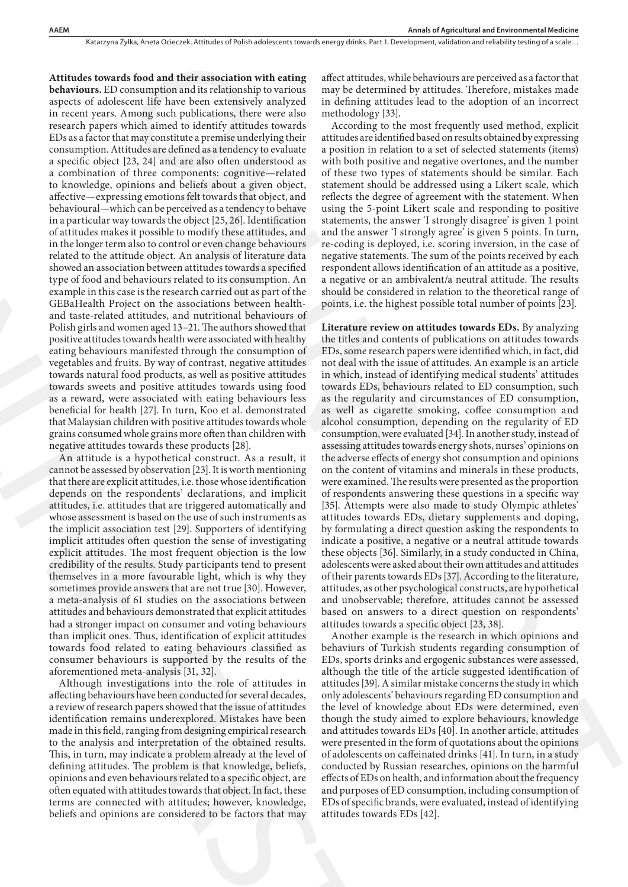**Attitudes towards food and their association with eating behaviours.** ED consumption and its relationship to various aspects of adolescent life have been extensively analyzed in recent years. Among such publications, there were also research papers which aimed to identify attitudes towards EDs as a factor that may constitute a premise underlying their consumption. Attitudes are defined as a tendency to evaluate a specific object [23, 24] and are also often understood as a combination of three components: cognitive—related to knowledge, opinions and beliefs about a given object, affective—expressing emotions felt towards that object, and behavioural—which can be perceived as a tendency to behave in a particular way towards the object [25, 26]. Identification of attitudes makes it possible to modify these attitudes, and in the longer term also to control or even change behaviours related to the attitude object. An analysis of literature data showed an association between attitudes towards a specified type of food and behaviours related to its consumption. An example in this case is the research carried out as part of the GEBaHealth Project on the associations between health- and taste-related attitudes, and nutritional behaviours of Polish girls and women aged 13–21. The authors showed that positive attitudes towards health were associated with healthy eating behaviours manifested through the consumption of vegetables and fruits. By way of contrast, negative attitudes towards natural food products, as well as positive attitudes towards sweets and positive attitudes towards using food as a reward, were associated with eating behaviours less beneficial for health [27]. In turn, Koo et al. demonstrated that Malaysian children with positive attitudes towards whole grains consumed whole grains more often than children with negative attitudes towards these products [28].

An attitude is a hypothetical construct. As a result, it cannot be assessed by observation [23]. It is worth mentioning that there are explicit attitudes, i.e. those whose identification depends on the respondents' declarations, and implicit attitudes, i.e. attitudes that are triggered automatically and whose assessment is based on the use of such instruments as the implicit association test [29]. Supporters of identifying implicit attitudes often question the sense of investigating explicit attitudes. The most frequent objection is the low credibility of the results. Study participants tend to present themselves in a more favourable light, which is why they sometimes provide answers that are not true [30]. However, a meta-analysis of 61 studies on the associations between attitudes and behaviours demonstrated that explicit attitudes had a stronger impact on consumer and voting behaviours than implicit ones. Thus, identification of explicit attitudes towards food related to eating behaviours classified as consumer behaviours is supported by the results of the aforementioned meta-analysis [31, 32].

Although investigations into the role of attitudes in affecting behaviours have been conducted for several decades, a review of research papers showed that the issue of attitudes identification remains underexplored. Mistakes have been made in this field, ranging from designing empirical research to the analysis and interpretation of the obtained results. This, in turn, may indicate a problem already at the level of defining attitudes. The problem is that knowledge, beliefs, opinions and even behaviours related to a specific object, are often equated with attitudes towards that object. In fact, these terms are connected with attitudes; however, knowledge, beliefs and opinions are considered to be factors that may affect attitudes, while behaviours are perceived as a factor that may be determined by attitudes. Therefore, mistakes made in defining attitudes lead to the adoption of an incorrect methodology [33].

According to the most frequently used method, explicit attitudes are identified based on results obtained by expressing a position in relation to a set of selected statements (items) with both positive and negative overtones, and the number of these two types of statements should be similar. Each statement should be addressed using a Likert scale, which reflects the degree of agreement with the statement. When using the 5-point Likert scale and responding to positive statements, the answer 'I strongly disagree' is given 1 point and the answer 'I strongly agree' is given 5 points. In turn, re-coding is deployed, i.e. scoring inversion, in the case of negative statements. The sum of the points received by each respondent allows identification of an attitude as a positive, a negative or an ambivalent/a neutral attitude. The results should be considered in relation to the theoretical range of points, i.e. the highest possible total number of points [23].

**Literature review on attitudes towards EDs.** By analyzing the titles and contents of publications on attitudes towards EDs, some research papers were identified which, in fact, did not deal with the issue of attitudes. An example is an article in which, instead of identifying medical students' attitudes towards EDs, behaviours related to ED consumption, such as the regularity and circumstances of ED consumption, as well as cigarette smoking, coffee consumption and alcohol consumption, depending on the regularity of ED consumption, were evaluated [34]. In another study, instead of assessing attitudes towards energy shots, nurses' opinions on the adverse effects of energy shot consumption and opinions on the content of vitamins and minerals in these products, were examined. The results were presented as the proportion of respondents answering these questions in a specific way [35]. Attempts were also made to study Olympic athletes' attitudes towards EDs, dietary supplements and doping, by formulating a direct question asking the respondents to indicate a positive, a negative or a neutral attitude towards these objects [36]. Similarly, in a study conducted in China, adolescents were asked about their own attitudes and attitudes of their parents towards EDs [37]. According to the literature, attitudes, as other psychological constructs, are hypothetical and unobservable; therefore, attitudes cannot be assessed based on answers to a direct question on respondents' attitudes towards a specific object [23, 38].

Another example is the research in which opinions and behaviours of Turkish students regarding consumption of EDs, sports drinks and ergogenic substances were assessed, although the title of the article suggested identification of attitudes [39]. A similar mistake concerns the study in which only adolescents' behaviours regarding ED consumption and the level of knowledge about EDs were determined, even though the study aimed to explore behaviours, knowledge and attitudes towards EDs [40]. In another article, attitudes were presented in the form of quotations about the opinions of adolescents on caffeinated drinks [41]. In turn, in a study conducted by Russian researches, opinions on the harmful effects of EDs on health, and information about the frequency and purposes of ED consumption, including consumption of EDs of specific brands, were evaluated, instead of identifying attitudes towards EDs [42].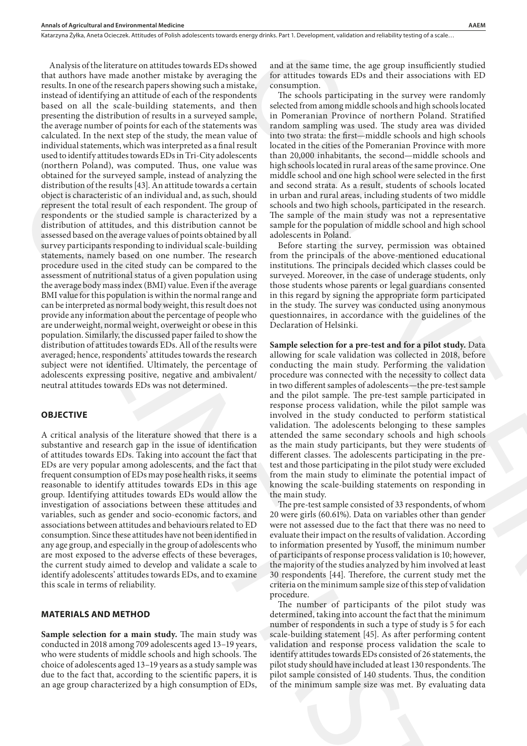Analysis of the literature on attitudes towards EDs showed that authors have made another mistake by averaging the results. In one of the research papers showing such a mistake, instead of identifying an attitude of each of the respondents based on all the scale-building statements, and then presenting the distribution of results in a surveyed sample, the average number of points for each of the statements was calculated. In the next step of the study, the mean value of individual statements, which was interpreted as a final result used to identify attitudes towards EDs in Tri-City adolescents (northern Poland), was computed. Thus, one value was obtained for the surveyed sample, instead of analyzing the distribution of the results [43]. An attitude towards a certain object is characteristic of an individual and, as such, should represent the total result of each respondent. The group of respondents or the studied sample is characterized by a distribution of attitudes, and this distribution cannot be assessed based on the average values of points obtained by all survey participants responding to individual scale-building statements, namely based on one number. The research procedure used in the cited study can be compared to the assessment of nutritional status of a given population using the average body mass index (BMI) value. Even if the average BMI value for this population is within the normal range and can be interpreted as normal body weight, this result does not provide any information about the percentage of people who are underweight, normal weight, overweight or obese in this population. Similarly, the discussed paper failed to show the distribution of attitudes towards EDs. All of the results were averaged; hence, respondents' attitudes towards the research subject were not identified. Ultimately, the percentage of adolescents expressing positive, negative and ambivalent/neutral attitudes towards EDs was not determined.

## OBJECTIVE

A critical analysis of the literature showed that there is a substantive and research gap in the issue of identification of attitudes towards EDs. Taking into account the fact that EDs are very popular among adolescents, and the fact that frequent consumption of EDs may pose health risks, it seems reasonable to identify attitudes towards EDs in this age group. Identifying attitudes towards EDs would allow the investigation of associations between these attitudes and variables, such as gender and socio-economic factors, and associations between attitudes and behaviours related to ED consumption. Since these attitudes have not been identified in any age group, and especially in the group of adolescents who are most exposed to the adverse effects of these beverages, the current study aimed to develop and validate a scale to identify adolescents' attitudes towards EDs, and to examine this scale in terms of reliability.

## MATERIALS AND METHOD

**Sample selection for a main study.** The main study was conducted in 2018 among 709 adolescents aged 13–19 years, who were students of middle schools and high schools. The choice of adolescents aged 13–19 years as a study sample was due to the fact that, according to the scientific papers, it is an age group characterized by a high consumption of EDs, and at the same time, the age group insufficiently studied for attitudes towards EDs and their associations with ED consumption.

The schools participating in the survey were randomly selected from among middle schools and high schools located in Pomeranian Province of northern Poland. Stratified random sampling was used. The study area was divided into two strata: the first—middle schools and high schools located in the cities of the Pomeranian Province with more than 20,000 inhabitants, the second—middle schools and high schools located in rural areas of the same province. One middle school and one high school were selected in the first and second strata. As a result, students of schools located in urban and rural areas, including students of two middle schools and two high schools, participated in the research. The sample of the main study was not a representative sample for the population of middle school and high school adolescents in Poland.

Before starting the survey, permission was obtained from the principals of the above-mentioned educational institutions. The principals decided which classes could be surveyed. Moreover, in the case of underage students, only those students whose parents or legal guardians consented in this regard by signing the appropriate form participated in the study. The survey was conducted using anonymous questionnaires, in accordance with the guidelines of the Declaration of Helsinki.

**Sample selection for a pre-test and for a pilot study.** Data allowing for scale validation was collected in 2018, before conducting the main study. Performing the validation procedure was connected with the necessity to collect data in two different samples of adolescents—the pre-test sample and the pilot sample. The pre-test sample participated in response process validation, while the pilot sample was involved in the study conducted to perform statistical validation. The adolescents belonging to these samples attended the same secondary schools and high schools as the main study participants, but they were students of different classes. The adolescents participating in the pre-test and those participating in the pilot study were excluded from the main study to eliminate the potential impact of knowing the scale-building statements on responding in the main study.

The pre-test sample consisted of 33 respondents, of whom 20 were girls (60.61%). Data on variables other than gender were not assessed due to the fact that there was no need to evaluate their impact on the results of validation. According to information presented by Yusoff, the minimum number of participants of response process validation is 10; however, the majority of the studies analyzed by him involved at least 30 respondents [44]. Therefore, the current study met the criteria on the minimum sample size of this step of validation procedure.

The number of participants of the pilot study was determined, taking into account the fact that the minimum number of respondents in such a type of study is 5 for each scale-building statement [45]. As after performing content validation and response process validation the scale to identify attitudes towards EDs consisted of 26 statements, the pilot study should have included at least 130 respondents. The pilot sample consisted of 140 students. Thus, the condition of the minimum sample size was met. By evaluating data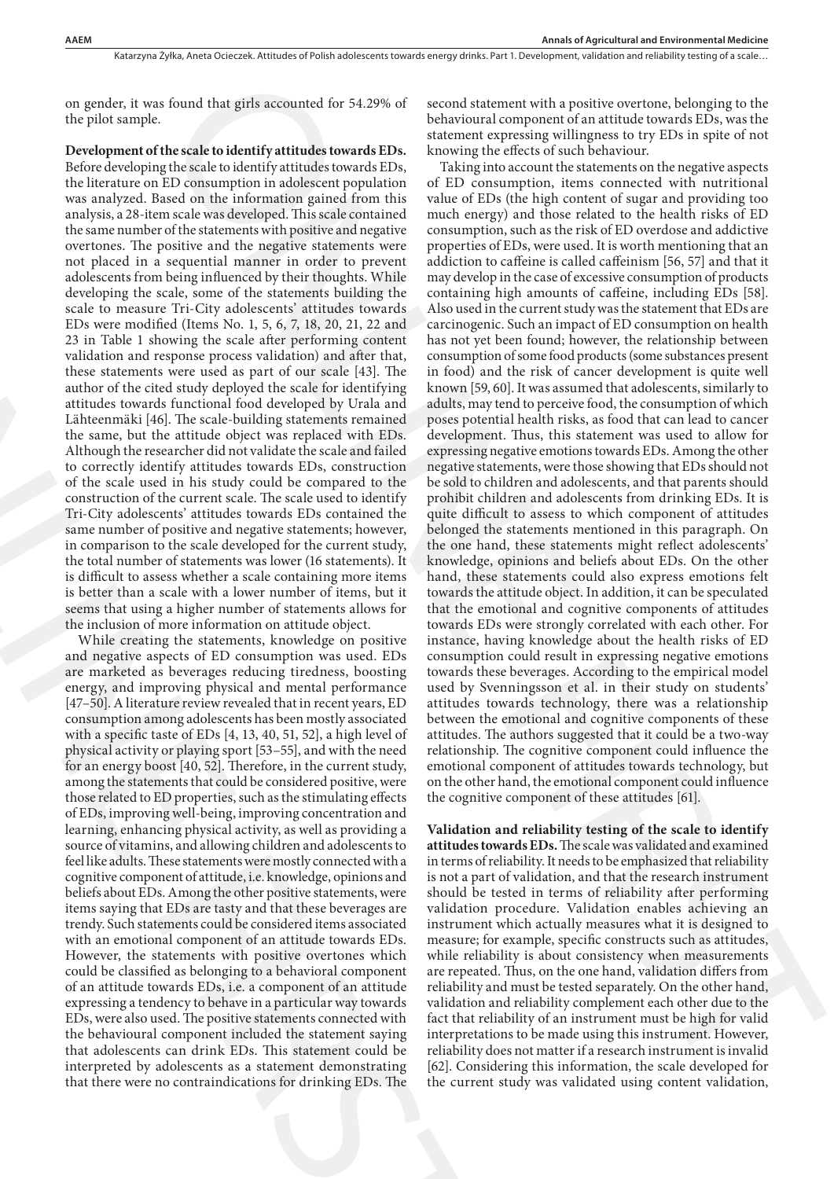on gender, it was found that girls accounted for 54.29% of the pilot sample.

**Development of the scale to identify attitudes towards EDs.** Before developing the scale to identify attitudes towards EDs, the literature on ED consumption in adolescent population was analyzed. Based on the information gained from this analysis, a 28-item scale was developed. This scale contained the same number of the statements with positive and negative overtones. The positive and the negative statements were not placed in a sequential manner in order to prevent adolescents from being influenced by their thoughts. While developing the scale, some of the statements building the scale to measure Tri-City adolescents' attitudes towards EDs were modified (Items No. 1, 5, 6, 7, 18, 20, 21, 22 and 23 in Table 1 showing the scale after performing content validation and response process validation) and after that, these statements were used as part of our scale [43]. The author of the cited study deployed the scale for identifying attitudes towards functional food developed by Urala and Lähteenmäki [46]. The scale-building statements remained the same, but the attitude object was replaced with EDs. Although the researcher did not validate the scale and failed to correctly identify attitudes towards EDs, construction of the scale used in his study could be compared to the construction of the current scale. The scale used to identify Tri-City adolescents' attitudes towards EDs contained the same number of positive and negative statements; however, in comparison to the scale developed for the current study, the total number of statements was lower (16 statements). It is difficult to assess whether a scale containing more items is better than a scale with a lower number of items, but it seems that using a higher number of statements allows for the inclusion of more information on attitude object.

While creating the statements, knowledge on positive and negative aspects of ED consumption was used. EDs are marketed as beverages reducing tiredness, boosting energy, and improving physical and mental performance [47–50]. A literature review revealed that in recent years, ED consumption among adolescents has been mostly associated with a specific taste of EDs [4, 13, 40, 51, 52], a high level of physical activity or playing sport [53–55], and with the need for an energy boost [40, 52]. Therefore, in the current study, among the statements that could be considered positive, were those related to ED properties, such as the stimulating effects of EDs, improving well-being, improving concentration and learning, enhancing physical activity, as well as providing a source of vitamins, and allowing children and adolescents to feel like adults. These statements were mostly connected with a cognitive component of attitude, i.e. knowledge, opinions and beliefs about EDs. Among the other positive statements, were items saying that EDs are tasty and that these beverages are trendy. Such statements could be considered items associated with an emotional component of an attitude towards EDs. However, the statements with positive overtones which could be classified as belonging to a behavioural component of an attitude towards EDs, i.e. a component of an attitude expressing a tendency to behave in a particular way towards EDs, were also used. The positive statements connected with the behavioural component included the statement saying that adolescents can drink EDs. This statement could be interpreted by adolescents as a statement demonstrating that there were no contraindications for drinking EDs. The second statement with a positive overtone, belonging to the behavioural component of an attitude towards EDs, was the statement expressing willingness to try EDs in spite of not knowing the effects of such behaviour.

Taking into account the statements on the negative aspects of ED consumption, items connected with nutritional value of EDs (the high content of sugar and providing too much energy) and those related to the health risks of ED consumption, such as the risk of ED overdose and addictive properties of EDs, were used. It is worth mentioning that an addiction to caffeine is called caffeinism [56, 57] and that it may develop in the case of excessive consumption of products containing high amounts of caffeine, including EDs [58]. Also used in the current study was the statement that EDs are carcinogenic. Such an impact of ED consumption on health has not yet been found; however, the relationship between consumption of some food products (some substances present in food) and the risk of cancer development is quite well known [59, 60]. It was assumed that adolescents, similarly to adults, may tend to perceive food, the consumption of which poses potential health risks, as food that can lead to cancer development. Thus, this statement was used to allow for expressing negative emotions towards EDs. Among the other negative statements, were those showing that EDs should not be sold to children and adolescents, and that parents should prohibit children and adolescents from drinking EDs. It is quite difficult to assess to which component of attitudes belonged the statements mentioned in this paragraph. On the one hand, these statements might reflect adolescents' knowledge, opinions and beliefs about EDs. On the other hand, these statements could also express emotions felt towards the attitude object. In addition, it can be speculated that the emotional and cognitive components of attitudes towards EDs were strongly correlated with each other. For instance, having knowledge about the health risks of ED consumption could result in expressing negative emotions towards these beverages. According to the empirical model used by Svenningsson et al. in their study on students' attitudes towards technology, there was a relationship between the emotional and cognitive components of these attitudes. The authors suggested that it could be a two-way relationship. The cognitive component could influence the emotional component of attitudes towards technology, but on the other hand, the emotional component could influence the cognitive component of these attitudes [61].

**Validation and reliability testing of the scale to identify attitudes towards EDs.** The scale was validated and examined in terms of reliability. It needs to be emphasized that reliability is not a part of validation, and that the research instrument should be tested in terms of reliability after performing validation procedure. Validation enables achieving an instrument which actually measures what it is designed to measure; for example, specific constructs such as attitudes, while reliability is about consistency when measurements are repeated. Thus, on the one hand, validation differs from reliability and must be tested separately. On the other hand, validation and reliability complement each other due to the fact that reliability of an instrument must be high for valid interpretations to be made using this instrument. However, reliability does not matter if a research instrument is invalid [62]. Considering this information, the scale developed for the current study was validated using content validation,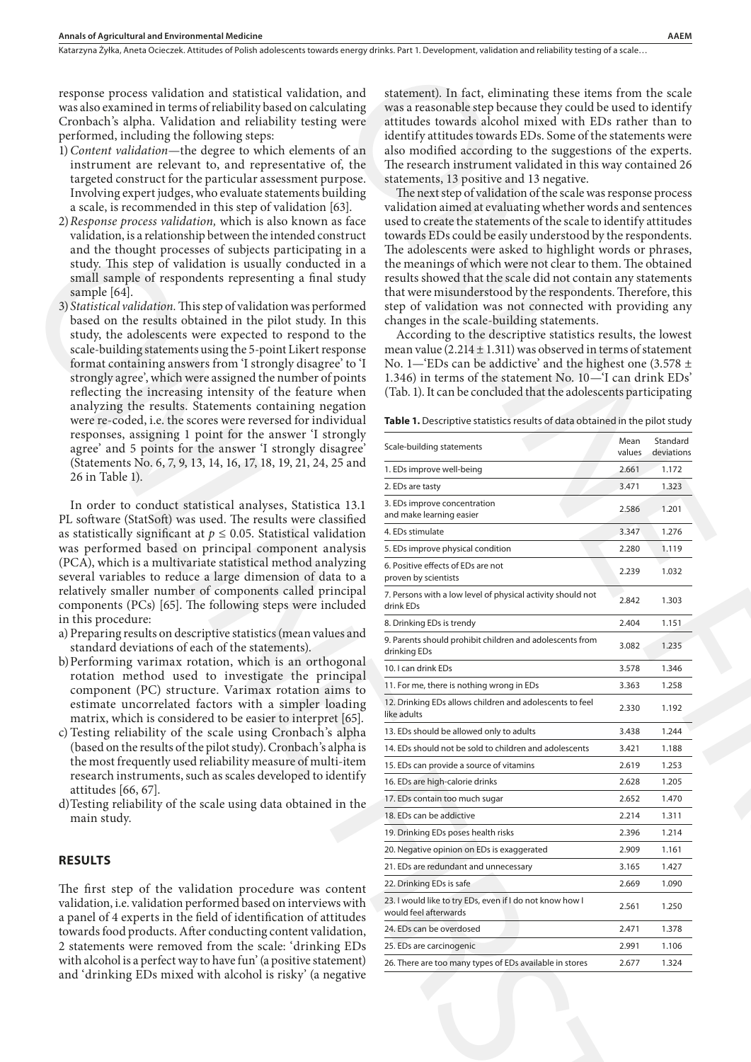response process validation and statistical validation, and was also examined in terms of reliability based on calculating Cronbach's alpha. Validation and reliability testing were performed, including the following steps:

1) *Content validation*—the degree to which elements of an instrument are relevant to, and representative of, the targeted construct for the particular assessment purpose. Involving expert judges, who evaluate statements building a scale, is recommended in this step of validation [63].
2) *Response process validation,* which is also known as face validation, is a relationship between the intended construct and the thought processes of subjects participating in a study. This step of validation is usually conducted in a small sample of respondents representing a final study sample [64].
3) *Statistical validation.* This step of validation was performed based on the results obtained in the pilot study. In this study, the adolescents were expected to respond to the scale-building statements using the 5-point Likert response format containing answers from 'I strongly disagree' to 'I strongly agree', which were assigned the number of points reflecting the increasing intensity of the feature when analyzing the results. Statements containing negation were re-coded, i.e. the scores were reversed for individual responses, assigning 1 point for the answer 'I strongly agree' and 5 points for the answer 'I strongly disagree' (Statements No. 6, 7, 9, 13, 14, 16, 17, 18, 19, 21, 24, 25 and 26 in Table 1).

In order to conduct statistical analyses, Statistica 13.1 PL software (StatSoft) was used. The results were classified as statistically significant at $p \leq 0.05$. Statistical validation was performed based on principal component analysis (PCA), which is a multivariate statistical method analyzing several variables to reduce a large dimension of data to a relatively smaller number of components called principal components (PCs) [65]. The following steps were included in this procedure:

a) Preparing results on descriptive statistics (mean values and standard deviations of each of the statements).
b) Performing varimax rotation, which is an orthogonal rotation method used to investigate the principal component (PC) structure. Varimax rotation aims to estimate uncorrelated factors with a simpler loading matrix, which is considered to be easier to interpret [65].
c) Testing reliability of the scale using Cronbach's alpha (based on the results of the pilot study). Cronbach's alpha is the most frequently used reliability measure of multi-item research instruments, such as scales developed to identify attitudes [66, 67].
d) Testing reliability of the scale using data obtained in the main study.

## RESULTS

The first step of the validation procedure was content validation, i.e. validation performed based on interviews with a panel of 4 experts in the field of identification of attitudes towards food products. After conducting content validation, 2 statements were removed from the scale: 'drinking EDs with alcohol is a perfect way to have fun' (a positive statement) and 'drinking EDs mixed with alcohol is risky' (a negative statement). In fact, eliminating these items from the scale was a reasonable step because they could be used to identify attitudes towards alcohol mixed with EDs rather than to identify attitudes towards EDs. Some of the statements were also modified according to the suggestions of the experts. The research instrument validated in this way contained 26 statements, 13 positive and 13 negative.

The next step of validation of the scale was response process validation aimed at evaluating whether words and sentences used to create the statements of the scale to identify attitudes towards EDs could be easily understood by the respondents. The adolescents were asked to highlight words or phrases, the meanings of which were not clear to them. The obtained results showed that the scale did not contain any statements that were misunderstood by the respondents. Therefore, this step of validation was not connected with providing any changes in the scale-building statements.

According to the descriptive statistics results, the lowest mean value ($2.214 \pm 1.311$) was observed in terms of statement No. 1—'EDs can be addictive' and the highest one ($3.578 \pm 1.346$) in terms of the statement No. 10—'I can drink EDs' (Tab. 1). It can be concluded that the adolescents participating

**Table 1.** Descriptive statistics results of data obtained in the pilot study

| Scale-building statements | Mean values | Standard deviations |
|---|---|---|
| 1. EDs improve well-being | 2.661 | 1.172 |
| 2. EDs are tasty | 3.471 | 1.323 |
| 3. EDs improve concentration and make learning easier | 2.586 | 1.201 |
| 4. EDs stimulate | 3.347 | 1.276 |
| 5. EDs improve physical condition | 2.280 | 1.119 |
| 6. Positive effects of EDs are not proven by scientists | 2.239 | 1.032 |
| 7. Persons with a low level of physical activity should not drink EDs | 2.842 | 1.303 |
| 8. Drinking EDs is trendy | 2.404 | 1.151 |
| 9. Parents should prohibit children and adolescents from drinking EDs | 3.082 | 1.235 |
| 10. I can drink EDs | 3.578 | 1.346 |
| 11. For me, there is nothing wrong in EDs | 3.363 | 1.258 |
| 12. Drinking EDs allows children and adolescents to feel like adults | 2.330 | 1.192 |
| 13. EDs should be allowed only to adults | 3.438 | 1.244 |
| 14. EDs should not be sold to children and adolescents | 3.421 | 1.188 |
| 15. EDs can provide a source of vitamins | 2.619 | 1.253 |
| 16. EDs are high-calorie drinks | 2.628 | 1.205 |
| 17. EDs contain too much sugar | 2.652 | 1.470 |
| 18. EDs can be addictive | 2.214 | 1.311 |
| 19. Drinking EDs poses health risks | 2.396 | 1.214 |
| 20. Negative opinion on EDs is exaggerated | 2.909 | 1.161 |
| 21. EDs are redundant and unnecessary | 3.165 | 1.427 |
| 22. Drinking EDs is safe | 2.669 | 1.090 |
| 23. I would like to try EDs, even if I do not know how I would feel afterwards | 2.561 | 1.250 |
| 24. EDs can be overdosed | 2.471 | 1.378 |
| 25. EDs are carcinogenic | 2.991 | 1.106 |
| 26. There are too many types of EDs available in stores | 2.677 | 1.324 |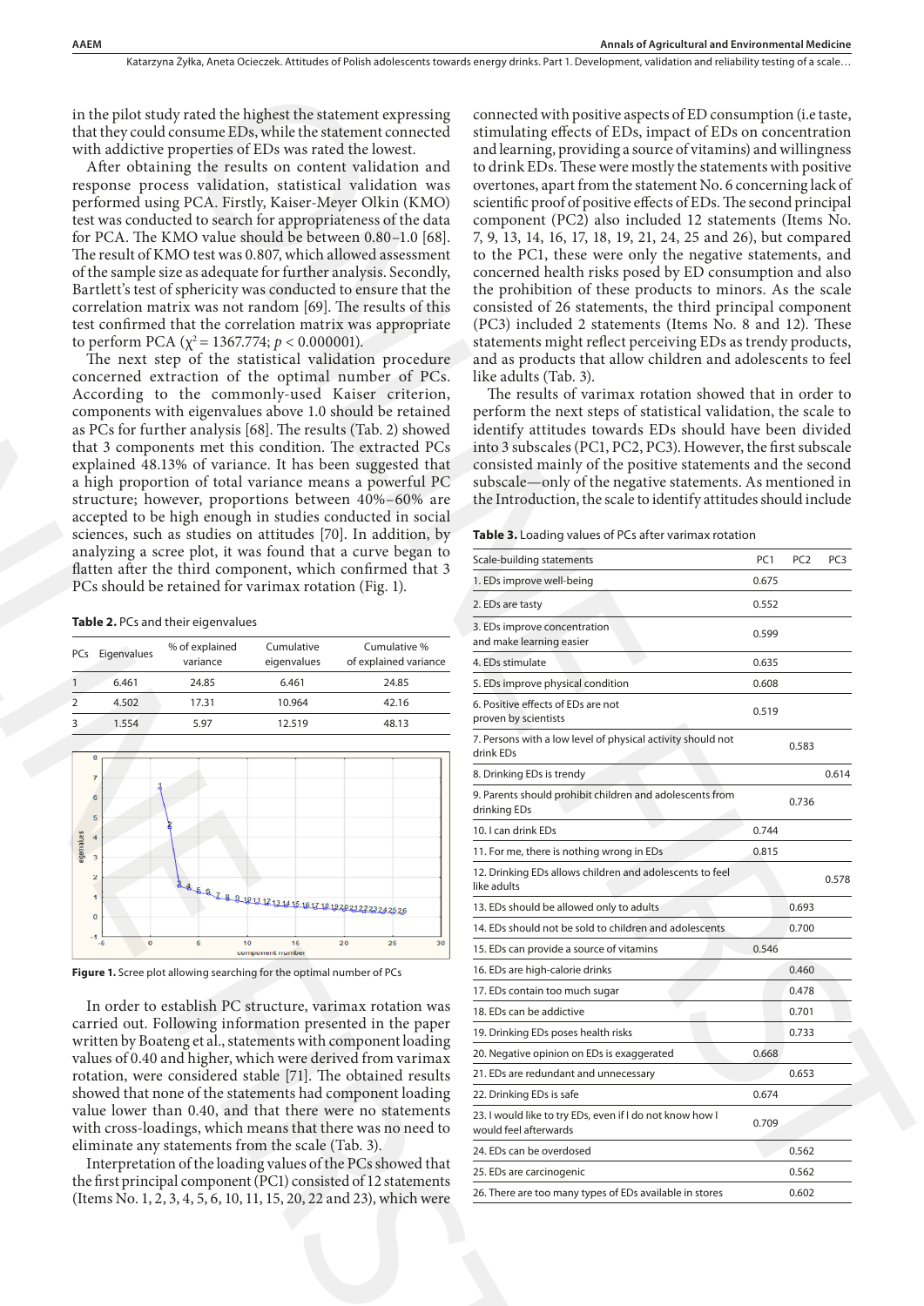in the pilot study rated the highest the statement expressing that they could consume EDs, while the statement connected with addictive properties of EDs was rated the lowest.

After obtaining the results on content validation and response process validation, statistical validation was performed using PCA. Firstly, Kaiser-Meyer Olkin (KMO) test was conducted to search for appropriateness of the data for PCA. The KMO value should be between 0.80–1.0 [68]. The result of KMO test was 0.807, which allowed assessment of the sample size as adequate for further analysis. Secondly, Bartlett's test of sphericity was conducted to ensure that the correlation matrix was not random [69]. The results of this test confirmed that the correlation matrix was appropriate to perform PCA ($\chi^2 = 1367.774$; $p < 0.000001$).

The next step of the statistical validation procedure concerned extraction of the optimal number of PCs. According to the commonly-used Kaiser criterion, components with eigenvalues above 1.0 should be retained as PCs for further analysis [68]. The results (Tab. 2) showed that 3 components met this condition. The extracted PCs explained 48.13% of variance. It has been suggested that a high proportion of total variance means a powerful PC structure; however, proportions between 40%–60% are accepted to be high enough in studies conducted in social sciences, such as studies on attitudes [70]. In addition, by analyzing a scree plot, it was found that a curve began to flatten after the third component, which confirmed that 3 PCs should be retained for varimax rotation (Fig. 1).

**Table 2.** PCs and their eigenvalues

| PCs | Eigenvalues | % of explained variance | Cumulative eigenvalues | Cumulative % of explained variance |
|---|---|---|---|---|
| 1 | 6.461 | 24.85 | 6.461 | 24.85 |
| 2 | 4.502 | 17.31 | 10.964 | 42.16 |
| 3 | 1.554 | 5.97 | 12.519 | 48.13 |

**Figure 1.** Scree plot allowing searching for the optimal number of PCs

In order to establish PC structure, varimax rotation was carried out. Following information presented in the paper written by Boateng et al., statements with component loading values of 0.40 and higher, which were derived from varimax rotation, were considered stable [71]. The obtained results showed that none of the statements had component loading value lower than 0.40, and that there were no statements with cross-loadings, which means that there was no need to eliminate any statements from the scale (Tab. 3).

Interpretation of the loading values of the PCs showed that the first principal component (PC1) consisted of 12 statements (Items No. 1, 2, 3, 4, 5, 6, 10, 11, 15, 20, 22 and 23), which were connected with positive aspects of ED consumption (i.e taste, stimulating effects of EDs, impact of EDs on concentration and learning, providing a source of vitamins) and willingness to drink EDs. These were mostly the statements with positive overtones, apart from the statement No. 6 concerning lack of scientific proof of positive effects of EDs. The second principal component (PC2) also included 12 statements (Items No. 7, 9, 13, 14, 16, 17, 18, 19, 21, 24, 25 and 26), but compared to the PC1, these were only the negative statements, and concerned health risks posed by ED consumption and also the prohibition of these products to minors. As the scale consisted of 26 statements, the third principal component (PC3) included 2 statements (Items No. 8 and 12). These statements might reflect perceiving EDs as trendy products, and as products that allow children and adolescents to feel like adults (Tab. 3).

The results of varimax rotation showed that in order to perform the next steps of statistical validation, the scale to identify attitudes towards EDs should have been divided into 3 subscales (PC1, PC2, PC3). However, the first subscale consisted mainly of the positive statements and the second subscale—only of the negative statements. As mentioned in the Introduction, the scale to identify attitudes should include

**Table 3.** Loading values of PCs after varimax rotation

| Scale-building statements | PC1 | PC2 | PC3 |
|---|---|---|---|
| 1. EDs improve well-being | 0.675 | | |
| 2. EDs are tasty | 0.552 | | |
| 3. EDs improve concentration and make learning easier | 0.599 | | |
| 4. EDs stimulate | 0.635 | | |
| 5. EDs improve physical condition | 0.608 | | |
| 6. Positive effects of EDs are not proven by scientists | 0.519 | | |
| 7. Persons with a low level of physical activity should not drink EDs | | 0.583 | |
| 8. Drinking EDs is trendy | | | 0.614 |
| 9. Parents should prohibit children and adolescents from drinking EDs | | 0.736 | |
| 10. I can drink EDs | 0.744 | | |
| 11. For me, there is nothing wrong in EDs | 0.815 | | |
| 12. Drinking EDs allows children and adolescents to feel like adults | | | 0.578 |
| 13. EDs should be allowed only to adults | | 0.693 | |
| 14. EDs should not be sold to children and adolescents | | 0.700 | |
| 15. EDs can provide a source of vitamins | 0.546 | | |
| 16. EDs are high-calorie drinks | | 0.460 | |
| 17. EDs contain too much sugar | | 0.478 | |
| 18. EDs can be addictive | | 0.701 | |
| 19. Drinking EDs poses health risks | | 0.733 | |
| 20. Negative opinion on EDs is exaggerated | 0.668 | | |
| 21. EDs are redundant and unnecessary | | 0.653 | |
| 22. Drinking EDs is safe | 0.674 | | |
| 23. I would like to try EDs, even if I do not know how I would feel afterwards | 0.709 | | |
| 24. EDs can be overdosed | | 0.562 | |
| 25. EDs are carcinogenic | | 0.562 | |
| 26. There are too many types of EDs available in stores | | 0.602 | |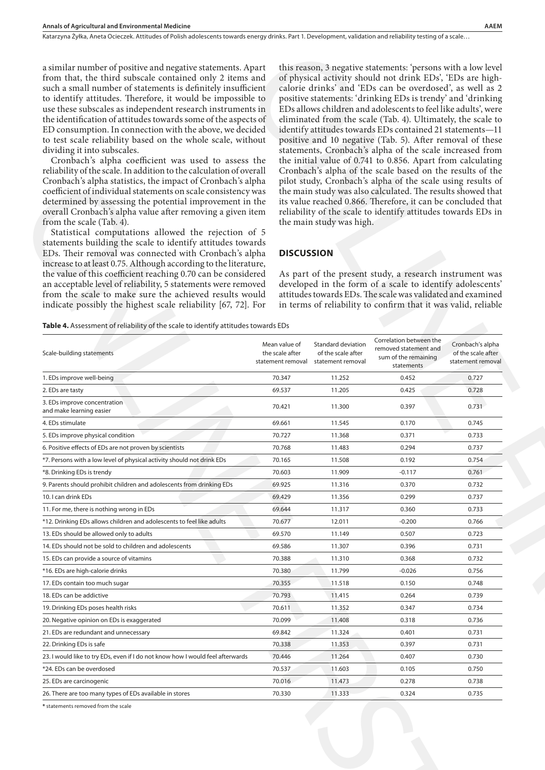a similar number of positive and negative statements. Apart from that, the third subscale contained only 2 items and such a small number of statements is definitely insufficient to identify attitudes. Therefore, it would be impossible to use these subscales as independent research instruments in the identification of attitudes towards some of the aspects of ED consumption. In connection with the above, we decided to test scale reliability based on the whole scale, without dividing it into subscales.

Cronbach's alpha coefficient was used to assess the reliability of the scale. In addition to the calculation of overall Cronbach's alpha statistics, the impact of Cronbach's alpha coefficient of individual statements on scale consistency was determined by assessing the potential improvement in the overall Cronbach's alpha value after removing a given item from the scale (Tab. 4).

Statistical computations allowed the rejection of 5 statements building the scale to identify attitudes towards EDs. Their removal was connected with Cronbach's alpha increase to at least 0.75. Although according to the literature, the value of this coefficient reaching 0.70 can be considered an acceptable level of reliability, 5 statements were removed from the scale to make sure the achieved results would indicate possibly the highest scale reliability [67, 72]. For this reason, 3 negative statements: 'persons with a low level of physical activity should not drink EDs', 'EDs are high-calorie drinks' and 'EDs can be overdosed', as well as 2 positive statements: 'drinking EDs is trendy' and 'drinking EDs allows children and adolescents to feel like adults', were eliminated from the scale (Tab. 4). Ultimately, the scale to identify attitudes towards EDs contained 21 statements—11 positive and 10 negative (Tab. 5). After removal of these statements, Cronbach's alpha of the scale increased from the initial value of 0.741 to 0.856. Apart from calculating Cronbach's alpha of the scale based on the results of the pilot study, Cronbach's alpha of the scale using results of the main study was also calculated. The results showed that its value reached 0.866. Therefore, it can be concluded that reliability of the scale to identify attitudes towards EDs in the main study was high.

## DISCUSSION

As part of the present study, a research instrument was developed in the form of a scale to identify adolescents' attitudes towards EDs. The scale was validated and examined in terms of reliability to confirm that it was valid, reliable

**Table 4.** Assessment of reliability of the scale to identify attitudes towards EDs

| Scale-building statements | Mean value of the scale after statement removal | Standard deviation of the scale after statement removal | Correlation between the removed statement and sum of the remaining statements | Cronbach's alpha of the scale after statement removal |
|---|---|---|---|---|
| 1. EDs improve well-being | 70.347 | 11.252 | 0.452 | 0.727 |
| 2. EDs are tasty | 69.537 | 11.205 | 0.425 | 0.728 |
| 3. EDs improve concentration and make learning easier | 70.421 | 11.300 | 0.397 | 0.731 |
| 4. EDs stimulate | 69.661 | 11.545 | 0.170 | 0.745 |
| 5. EDs improve physical condition | 70.727 | 11.368 | 0.371 | 0.733 |
| 6. Positive effects of EDs are not proven by scientists | 70.768 | 11.483 | 0.294 | 0.737 |
| *7. Persons with a low level of physical activity should not drink EDs | 70.165 | 11.508 | 0.192 | 0.754 |
| *8. Drinking EDs is trendy | 70.603 | 11.909 | -0.117 | 0.761 |
| 9. Parents should prohibit children and adolescents from drinking EDs | 69.925 | 11.316 | 0.370 | 0.732 |
| 10. I can drink EDs | 69.429 | 11.356 | 0.299 | 0.737 |
| 11. For me, there is nothing wrong in EDs | 69.644 | 11.317 | 0.360 | 0.733 |
| *12. Drinking EDs allows children and adolescents to feel like adults | 70.677 | 12.011 | -0.200 | 0.766 |
| 13. EDs should be allowed only to adults | 69.570 | 11.149 | 0.507 | 0.723 |
| 14. EDs should not be sold to children and adolescents | 69.586 | 11.307 | 0.396 | 0.731 |
| 15. EDs can provide a source of vitamins | 70.388 | 11.310 | 0.368 | 0.732 |
| *16. EDs are high-calorie drinks | 70.380 | 11.799 | -0.026 | 0.756 |
| 17. EDs contain too much sugar | 70.355 | 11.518 | 0.150 | 0.748 |
| 18. EDs can be addictive | 70.793 | 11.415 | 0.264 | 0.739 |
| 19. Drinking EDs poses health risks | 70.611 | 11.352 | 0.347 | 0.734 |
| 20. Negative opinion on EDs is exaggerated | 70.099 | 11.408 | 0.318 | 0.736 |
| 21. EDs are redundant and unnecessary | 69.842 | 11.324 | 0.401 | 0.731 |
| 22. Drinking EDs is safe | 70.338 | 11.353 | 0.397 | 0.731 |
| 23. I would like to try EDs, even if I do not know how I would feel afterwards | 70.446 | 11.264 | 0.407 | 0.730 |
| *24. EDs can be overdosed | 70.537 | 11.603 | 0.105 | 0.750 |
| 25. EDs are carcinogenic | 70.016 | 11.473 | 0.278 | 0.738 |
| 26. There are too many types of EDs available in stores | 70.330 | 11.333 | 0.324 | 0.735 |

* statements removed from the scale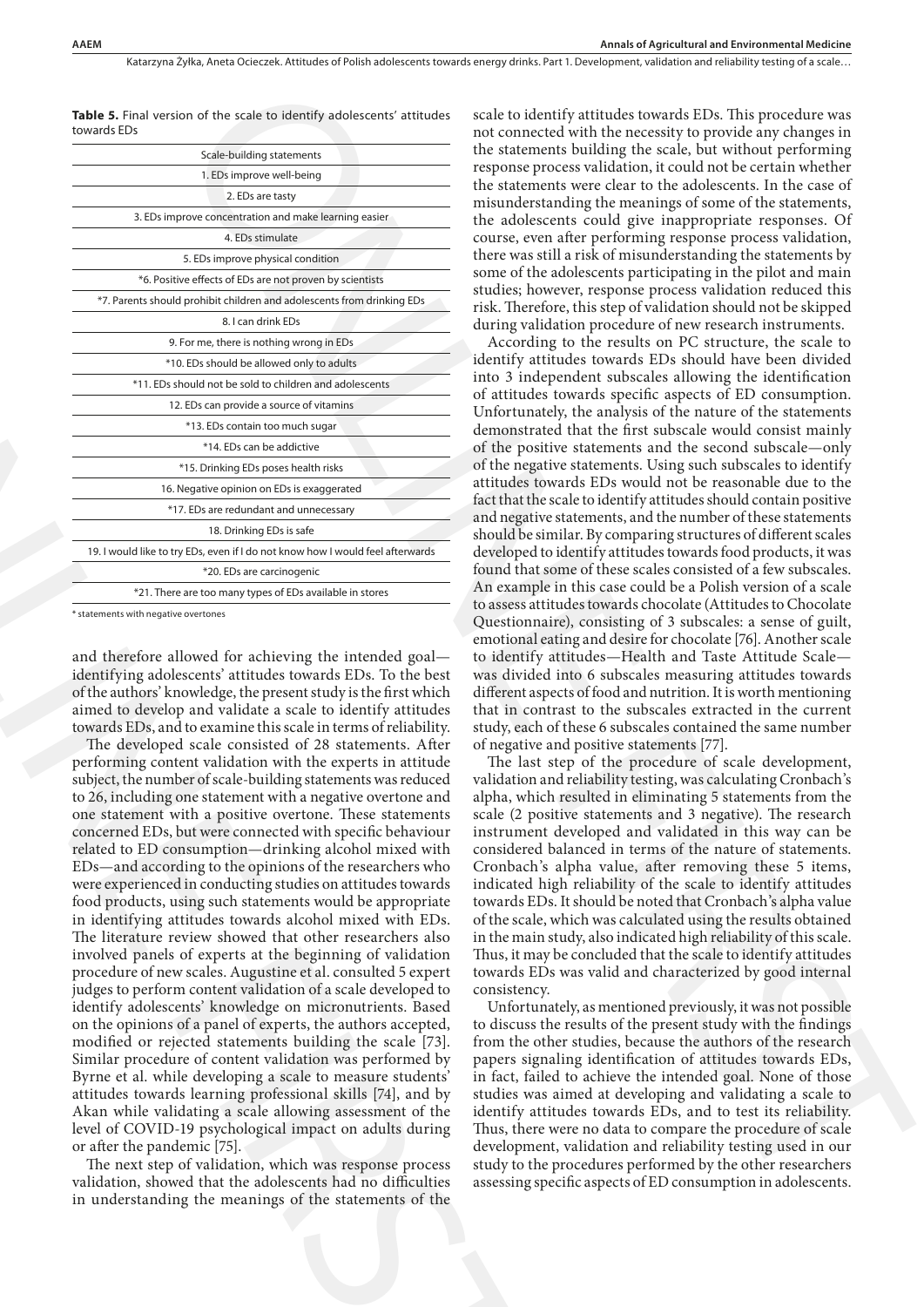**Table 5.** Final version of the scale to identify adolescents' attitudes towards EDs

| Scale-building statements |
|---|
| 1. EDs improve well-being |
| 2. EDs are tasty |
| 3. EDs improve concentration and make learning easier |
| 4. EDs stimulate |
| 5. EDs improve physical condition |
| *6. Positive effects of EDs are not proven by scientists |
| *7. Parents should prohibit children and adolescents from drinking EDs |
| 8. I can drink EDs |
| 9. For me, there is nothing wrong in EDs |
| *10. EDs should be allowed only to adults |
| *11. EDs should not be sold to children and adolescents |
| 12. EDs can provide a source of vitamins |
| *13. EDs contain too much sugar |
| *14. EDs can be addictive |
| *15. Drinking EDs poses health risks |
| 16. Negative opinion on EDs is exaggerated |
| *17. EDs are redundant and unnecessary |
| 18. Drinking EDs is safe |
| 19. I would like to try EDs, even if I do not know how I would feel afterwards |
| *20. EDs are carcinogenic |
| *21. There are too many types of EDs available in stores |

* statements with negative overtones

and therefore allowed for achieving the intended goal—identifying adolescents' attitudes towards EDs. To the best of the authors' knowledge, the present study is the first which aimed to develop and validate a scale to identify attitudes towards EDs, and to examine this scale in terms of reliability.

The developed scale consisted of 28 statements. After performing content validation with the experts in attitude subject, the number of scale-building statements was reduced to 26, including one statement with a negative overtone and one statement with a positive overtone. These statements concerned EDs, but were connected with specific behaviour related to ED consumption—drinking alcohol mixed with EDs—and according to the opinions of the researchers who were experienced in conducting studies on attitudes towards food products, using such statements would be appropriate in identifying attitudes towards alcohol mixed with EDs. The literature review showed that other researchers also involved panels of experts at the beginning of validation procedure of new scales. Augustine et al. consulted 5 expert judges to perform content validation of a scale developed to identify adolescents' knowledge on micronutrients. Based on the opinions of a panel of experts, the authors accepted, modified or rejected statements building the scale [73]. Similar procedure of content validation was performed by Byrne et al. while developing a scale to measure students' attitudes towards learning professional skills [74], and by Akan while validating a scale allowing assessment of the level of COVID-19 psychological impact on adults during or after the pandemic [75].

The next step of validation, which was response process validation, showed that the adolescents had no difficulties in understanding the meanings of the statements of the scale to identify attitudes towards EDs. This procedure was not connected with the necessity to provide any changes in the statements building the scale, but without performing response process validation, it could not be certain whether the statements were clear to the adolescents. In the case of misunderstanding the meanings of some of the statements, the adolescents could give inappropriate responses. Of course, even after performing response process validation, there was still a risk of misunderstanding the statements by some of the adolescents participating in the pilot and main studies; however, response process validation reduced this risk. Therefore, this step of validation should not be skipped during validation procedure of new research instruments.

According to the results on PC structure, the scale to identify attitudes towards EDs should have been divided into 3 independent subscales allowing the identification of attitudes towards specific aspects of ED consumption. Unfortunately, the analysis of the nature of the statements demonstrated that the first subscale would consist mainly of the positive statements and the second subscale—only of the negative statements. Using such subscales to identify attitudes towards EDs would not be reasonable due to the fact that the scale to identify attitudes should contain positive and negative statements, and the number of these statements should be similar. By comparing structures of different scales developed to identify attitudes towards food products, it was found that some of these scales consisted of a few subscales. An example in this case could be a Polish version of a scale to assess attitudes towards chocolate (Attitudes to Chocolate Questionnaire), consisting of 3 subscales: a sense of guilt, emotional eating and desire for chocolate [76]. Another scale to identify attitudes—Health and Taste Attitude Scale—was divided into 6 subscales measuring attitudes towards different aspects of food and nutrition. It is worth mentioning that in contrast to the subscales extracted in the current study, each of these 6 subscales contained the same number of negative and positive statements [77].

The last step of the procedure of scale development, validation and reliability testing, was calculating Cronbach's alpha, which resulted in eliminating 5 statements from the scale (2 positive statements and 3 negative). The research instrument developed and validated in this way can be considered balanced in terms of the nature of statements. Cronbach's alpha value, after removing these 5 items, indicated high reliability of the scale to identify attitudes towards EDs. It should be noted that Cronbach's alpha value of the scale, which was calculated using the results obtained in the main study, also indicated high reliability of this scale. Thus, it may be concluded that the scale to identify attitudes towards EDs was valid and characterized by good internal consistency.

Unfortunately, as mentioned previously, it was not possible to discuss the results of the present study with the findings from the other studies, because the authors of the research papers signaling identification of attitudes towards EDs, in fact, failed to achieve the intended goal. None of those studies was aimed at developing and validating a scale to identify attitudes towards EDs, and to test its reliability. Thus, there were no data to compare the procedure of scale development, validation and reliability testing used in our study to the procedures performed by the other researchers assessing specific aspects of ED consumption in adolescents.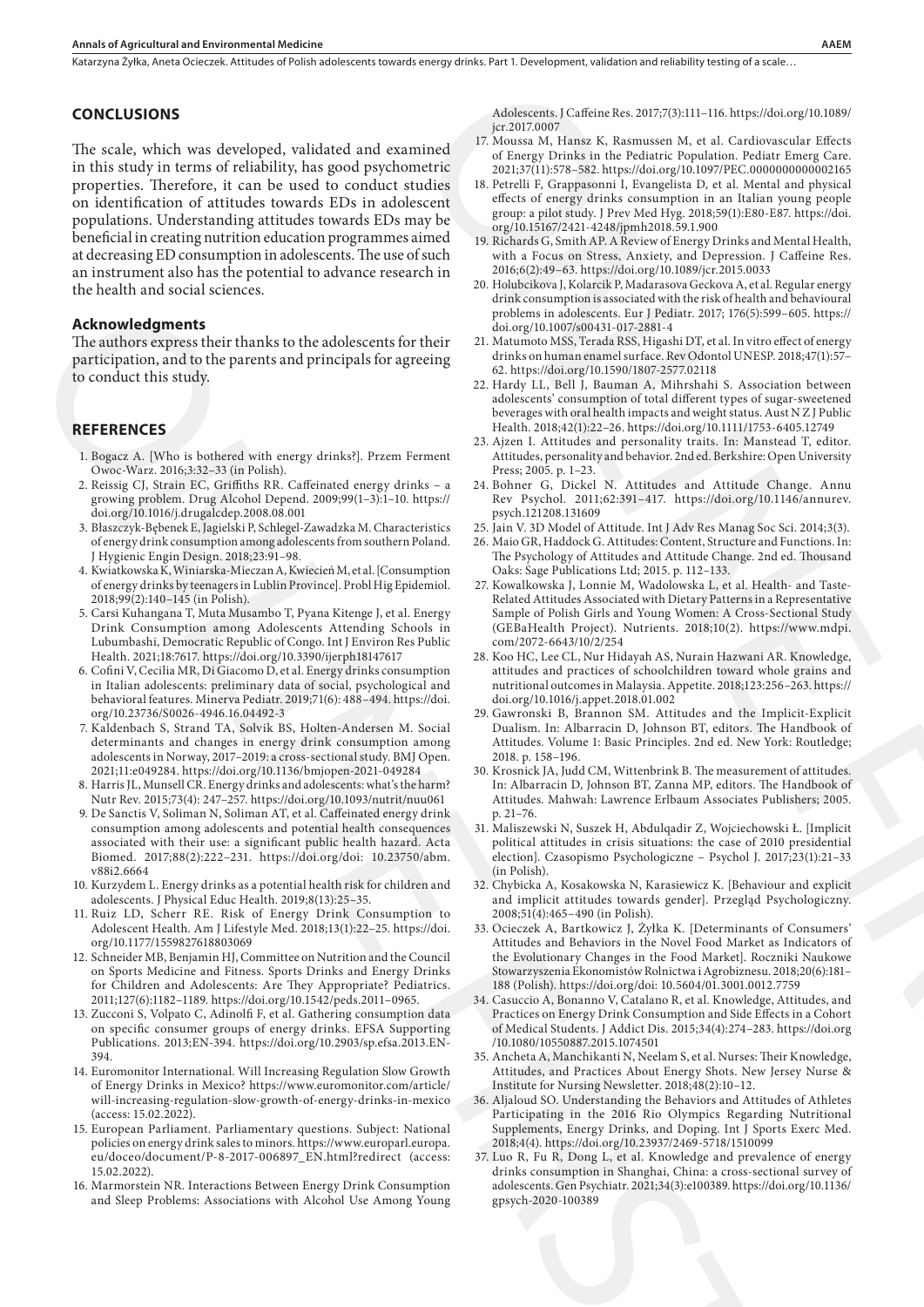## CONCLUSIONS

The scale, which was developed, validated and examined in this study in terms of reliability, has good psychometric properties. Therefore, it can be used to conduct studies on identification of attitudes towards EDs in adolescent populations. Understanding attitudes towards EDs may be beneficial in creating nutrition education programmes aimed at decreasing ED consumption in adolescents. The use of such an instrument also has the potential to advance research in the health and social sciences.

### Acknowledgments

The authors express their thanks to the adolescents for their participation, and to the parents and principals for agreeing to conduct this study.

## REFERENCES

1. Bogacz A. [Who is bothered with energy drinks?]. Przem Ferment Owoc-Warz. 2016;3:32–33 (in Polish).
2. Reissig CJ, Strain EC, Griffiths RR. Caffeinated energy drinks – a growing problem. Drug Alcohol Depend. 2009;99(1–3):1–10. https://doi.org/10.1016/j.drugalcdep.2008.08.001
3. Błaszczyk-Bębenek E, Jagielski P, Schlegel-Zawadzka M. Characteristics of energy drink consumption among adolescents from southern Poland. J Hygienic Engin Design. 2018;23:91–98.
4. Kwiatkowska K, Winiarska-Mieczan A, Kwiecień M, et al. [Consumption of energy drinks by teenagers in Lublin Province]. Probl Hig Epidemiol. 2018;99(2):140–145 (in Polish).
5. Carsi Kuhangana T, Muta Musambo T, Pyana Kitenge J, et al. Energy Drink Consumption among Adolescents Attending Schools in Lubumbashi, Democratic Republic of Congo. Int J Environ Res Public Health. 2021;18:7617. https://doi.org/10.3390/ijerph18147617
6. Cofini V, Cecilia MR, Di Giacomo D, et al. Energy drinks consumption in Italian adolescents: preliminary data of social, psychological and behavioral features. Minerva Pediatr. 2019;71(6): 488–494. https://doi.org/10.23736/S0026-4946.16.04492-3
7. Kaldenbach S, Strand TA, Solvik BS, Holten-Andersen M. Social determinants and changes in energy drink consumption among adolescents in Norway, 2017–2019: a cross-sectional study. BMJ Open. 2021;11:e049284. https://doi.org/10.1136/bmjopen-2021-049284
8. Harris JL, Munsell CR. Energy drinks and adolescents: what's the harm? Nutr Rev. 2015;73(4): 247–257. https://doi.org/10.1093/nutrit/nuu061
9. De Sanctis V, Soliman N, Soliman AT, et al. Caffeinated energy drink consumption among adolescents and potential health consequences associated with their use: a significant public health hazard. Acta Biomed. 2017;88(2):222–231. https://doi.org/doi: 10.23750/abm.v88i2.6664
10. Kurzydem L. Energy drinks as a potential health risk for children and adolescents. J Physical Educ Health. 2019;8(13):25–35.
11. Ruiz LD, Scherr RE. Risk of Energy Drink Consumption to Adolescent Health. Am J Lifestyle Med. 2018;13(1):22–25. https://doi.org/10.1177/1559827618803069
12. Schneider MB, Benjamin HJ, Committee on Nutrition and the Council on Sports Medicine and Fitness. Sports Drinks and Energy Drinks for Children and Adolescents: Are They Appropriate? Pediatrics. 2011;127(6):1182–1189. https://doi.org/10.1542/peds.2011–0965.
13. Zucconi S, Volpato C, Adinolfi F, et al. Gathering consumption data on specific consumer groups of energy drinks. EFSA Supporting Publications. 2013;EN-394. https://doi.org/10.2903/sp.efsa.2013.EN-394.
14. Euromonitor International. Will Increasing Regulation Slow Growth of Energy Drinks in Mexico? https://www.euromonitor.com/article/will-increasing-regulation-slow-growth-of-energy-drinks-in-mexico (access: 15.02.2022).
15. European Parliament. Parliamentary questions. Subject: National policies on energy drink sales to minors. https://www.europarl.europa.eu/doceo/document/P-8-2017-006897_EN.html?redirect (access: 15.02.2022).
16. Marmorstein NR. Interactions Between Energy Drink Consumption and Sleep Problems: Associations with Alcohol Use Among Young Adolescents. J Caffeine Res. 2017;7(3):111–116. https://doi.org/10.1089/jcr.2017.0007
17. Moussa M, Hansz K, Rasmussen M, et al. Cardiovascular Effects of Energy Drinks in the Pediatric Population. Pediatr Emerg Care. 2021;37(11):578–582. https://doi.org/10.1097/PEC.0000000000002165
18. Petrelli F, Grappasonni I, Evangelista D, et al. Mental and physical effects of energy drinks consumption in an Italian young people group: a pilot study. J Prev Med Hyg. 2018;59(1):E80-E87. https://doi.org/10.15167/2421-4248/jpmh2018.59.1.900
19. Richards G, Smith AP. A Review of Energy Drinks and Mental Health, with a Focus on Stress, Anxiety, and Depression. J Caffeine Res. 2016;6(2):49–63. https://doi.org/10.1089/jcr.2015.0033
20. Holubcikova J, Kolarcik P, Madarasova Geckova A, et al. Regular energy drink consumption is associated with the risk of health and behavioural problems in adolescents. Eur J Pediatr. 2017; 176(5):599–605. https://doi.org/10.1007/s00431-017-2881-4
21. Matumoto MSS, Terada RSS, Higashi DT, et al. In vitro effect of energy drinks on human enamel surface. Rev Odontol UNESP. 2018;47(1):57–62. https://doi.org/10.1590/1807-2577.02118
22. Hardy LL, Bell J, Bauman A, Mihrshahi S. Association between adolescents' consumption of total different types of sugar-sweetened beverages with oral health impacts and weight status. Aust N Z J Public Health. 2018;42(1):22–26. https://doi.org/10.1111/1753-6405.12749
23. Ajzen I. Attitudes and personality traits. In: Manstead T, editor. Attitudes, personality and behavior. 2nd ed. Berkshire: Open University Press; 2005. p. 1–23.
24. Bohner G, Dickel N. Attitudes and Attitude Change. Annu Rev Psychol. 2011;62:391–417. https://doi.org/10.1146/annurev.psych.121208.131609
25. Jain V. 3D Model of Attitude. Int J Adv Res Manag Soc Sci. 2014;3(3).
26. Maio GR, Haddock G. Attitudes: Content, Structure and Functions. In: The Psychology of Attitudes and Attitude Change. 2nd ed. Thousand Oaks: Sage Publications Ltd; 2015. p. 112–133.
27. Kowalkowska J, Lonnie M, Wadolowska L, et al. Health- and Taste-Related Attitudes Associated with Dietary Patterns in a Representative Sample of Polish Girls and Young Women: A Cross-Sectional Study (GEBaHealth Project). Nutrients. 2018;10(2). https://www.mdpi.com/2072-6643/10/2/254
28. Koo HC, Lee CL, Nur Hidayah AS, Nurain Hazwani AR. Knowledge, attitudes and practices of schoolchildren toward whole grains and nutritional outcomes in Malaysia. Appetite. 2018;123:256–263. https://doi.org/10.1016/j.appet.2018.01.002
29. Gawronski B, Brannon SM. Attitudes and the Implicit-Explicit Dualism. In: Albarracin D, Johnson BT, editors. The Handbook of Attitudes. Volume 1: Basic Principles. 2nd ed. New York: Routledge; 2018. p. 158–196.
30. Krosnick JA, Judd CM, Wittenbrink B. The measurement of attitudes. In: Albarracin D, Johnson BT, Zanna MP, editors. The Handbook of Attitudes. Mahwah: Lawrence Erlbaum Associates Publishers; 2005. p. 21–76.
31. Maliszewski N, Suszek H, Abdulqadir Z, Wojciechowski Ł. [Implicit political attitudes in crisis situations: the case of 2010 presidential election]. Czasopismo Psychologiczne – Psychol J. 2017;23(1):21–33 (in Polish).
32. Chybicka A, Kosakowska N, Karasiewicz K. [Behaviour and explicit and implicit attitudes towards gender]. Przegląd Psychologiczny. 2008;51(4):465–490 (in Polish).
33. Ocieczek A, Bartkowicz J, Żyłka K. [Determinants of Consumers' Attitudes and Behaviors in the Novel Food Market as Indicators of the Evolutionary Changes in the Food Market]. Roczniki Naukowe Stowarzyszenia Ekonomistów Rolnictwa i Agrobiznesu. 2018;20(6):181–188 (Polish). https://doi.org/doi: 10.5604/01.3001.0012.7759
34. Casuccio A, Bonanno V, Catalano R, et al. Knowledge, Attitudes, and Practices on Energy Drink Consumption and Side Effects in a Cohort of Medical Students. J Addict Dis. 2015;34(4):274–283. https://doi.org/10.1080/10550887.2015.1074501
35. Ancheta A, Manchikanti N, Neelam S, et al. Nurses: Their Knowledge, Attitudes, and Practices About Energy Shots. New Jersey Nurse & Institute for Nursing Newsletter. 2018;48(2):10–12.
36. Aljaloud SO. Understanding the Behaviors and Attitudes of Athletes Participating in the 2016 Rio Olympics Regarding Nutritional Supplements, Energy Drinks, and Doping. Int J Sports Exerc Med. 2018;4(4). https://doi.org/10.23937/2469-5718/1510099
37. Luo R, Fu R, Dong L, et al. Knowledge and prevalence of energy drinks consumption in Shanghai, China: a cross-sectional survey of adolescents. Gen Psychiatr. 2021;34(3):e100389. https://doi.org/10.1136/gpsych-2020-100389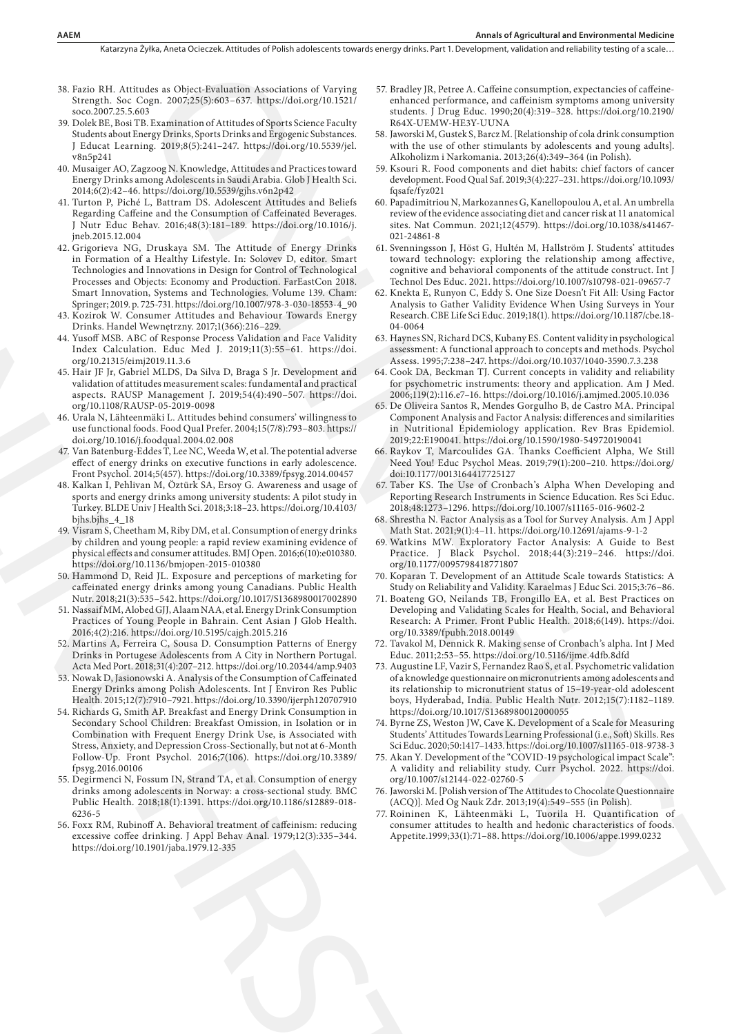38. Fazio RH. Attitudes as Object-Evaluation Associations of Varying Strength. Soc Cogn. 2007;25(5):603–637. https://doi.org/10.1521/soco.2007.25.5.603
39. Dolek BE, Bosi TB. Examination of Attitudes of Sports Science Faculty Students about Energy Drinks, Sports Drinks and Ergogenic Substances. J Educat Learning. 2019;8(5):241–247. https://doi.org/10.5539/jel.v8n5p241
40. Musaiger AO, Zagzoog N. Knowledge, Attitudes and Practices toward Energy Drinks among Adolescents in Saudi Arabia. Glob J Health Sci. 2014;6(2):42–46. https://doi.org/10.5539/gjhs.v6n2p42
41. Turton P, Piché L, Battram DS. Adolescent Attitudes and Beliefs Regarding Caffeine and the Consumption of Caffeinated Beverages. J Nutr Educ Behav. 2016;48(3):181–189. https://doi.org/10.1016/j.jneb.2015.12.004
42. Grigorieva NG, Druskaya SM. The Attitude of Energy Drinks in Formation of a Healthy Lifestyle. In: Solovev D, editor. Smart Technologies and Innovations in Design for Control of Technological Processes and Objects: Economy and Production. FarEastCon 2018. Smart Innovation, Systems and Technologies. Volume 139. Cham: Springer; 2019. p. 725-731. https://doi.org/10.1007/978-3-030-18553-4_90
43. Kozirok W. Consumer Attitudes and Behaviour Towards Energy Drinks. Handel Wewnętrzny. 2017;1(366):216–229.
44. Yusoff MSB. ABC of Response Process Validation and Face Validity Index Calculation. Educ Med J. 2019;11(3):55–61. https://doi.org/10.21315/eimj2019.11.3.6
45. Hair JF Jr, Gabriel MLDS, Da Silva D, Braga S Jr. Development and validation of attitudes measurement scales: fundamental and practical aspects. RAUSP Management J. 2019;54(4):490–507. https://doi.org/10.1108/RAUSP-05-2019-0098
46. Urala N, Lähteenmäki L. Attitudes behind consumers' willingness to use functional foods. Food Qual Prefer. 2004;15(7/8):793–803. https://doi.org/10.1016/j.foodqual.2004.02.008
47. Van Batenburg-Eddes T, Lee NC, Weeda W, et al. The potential adverse effect of energy drinks on executive functions in early adolescence. Front Psychol. 2014;5(457). https://doi.org/10.3389/fpsyg.2014.00457
48. Kalkan I, Pehlivan M, Öztürk SA, Ersoy G. Awareness and usage of sports and energy drinks among university students: A pilot study in Turkey. BLDE Univ J Health Sci. 2018;3:18–23. https://doi.org/10.4103/bjhs.bjhs_4_18
49. Visram S, Cheetham M, Riby DM, et al. Consumption of energy drinks by children and young people: a rapid review examining evidence of physical effects and consumer attitudes. BMJ Open. 2016;6(10):e010380. https://doi.org/10.1136/bmjopen-2015-010380
50. Hammond D, Reid JL. Exposure and perceptions of marketing for caffeinated energy drinks among young Canadians. Public Health Nutr. 2018;21(3):535–542. https://doi.org/10.1017/S1368980017002890
51. Nassaif MM, Alobed GJJ, Alaam NAA, et al. Energy Drink Consumption Practices of Young People in Bahrain. Cent Asian J Glob Health. 2016;4(2):216. https://doi.org/10.5195/cajgh.2015.216
52. Martins A, Ferreira C, Sousa D. Consumption Patterns of Energy Drinks in Portugese Adolescents from A City in Northern Portugal. Acta Med Port. 2018;31(4):207–212. https://doi.org/10.20344/amp.9403
53. Nowak D, Jasionowski A. Analysis of the Consumption of Caffeinated Energy Drinks among Polish Adolescents. Int J Environ Res Public Health. 2015;12(7):7910–7921. https://doi.org/10.3390/ijerph120707910
54. Richards G, Smith AP. Breakfast and Energy Drink Consumption in Secondary School Children: Breakfast Omission, in Isolation or in Combination with Frequent Energy Drink Use, is Associated with Stress, Anxiety, and Depression Cross-Sectionally, but not at 6-Month Follow-Up. Front Psychol. 2016;7(106). https://doi.org/10.3389/fpsyg.2016.00106
55. Degirmenci N, Fossum IN, Strand TA, et al. Consumption of energy drinks among adolescents in Norway: a cross-sectional study. BMC Public Health. 2018;18(1):1391. https://doi.org/10.1186/s12889-018-6236-5
56. Foxx RM, Rubinoff A. Behavioral treatment of caffeinism: reducing excessive coffee drinking. J Appl Behav Anal. 1979;12(3):335–344. https://doi.org/10.1901/jaba.1979.12-335
57. Bradley JR, Petree A. Caffeine consumption, expectancies of caffeine-enhanced performance, and caffeinism symptoms among university students. J Drug Educ. 1990;20(4):319–328. https://doi.org/10.2190/R64X-UEMW-HE3Y-UUNA
58. Jaworski M, Gustek S, Barcz M. [Relationship of cola drink consumption with the use of other stimulants by adolescents and young adults]. Alkoholizm i Narkomania. 2013;26(4):349–364 (in Polish).
59. Ksouri R. Food components and diet habits: chief factors of cancer development. Food Qual Saf. 2019;3(4):227–231. https://doi.org/10.1093/fqsafe/fyz021
60. Papadimitriou N, Markozannes G, Kanellopoulou A, et al. An umbrella review of the evidence associating diet and cancer risk at 11 anatomical sites. Nat Commun. 2021;12(4579). https://doi.org/10.1038/s41467-021-24861-8
61. Svenningsson J, Höst G, Hultén M, Hallström J. Students' attitudes toward technology: exploring the relationship among affective, cognitive and behavioral components of the attitude construct. Int J Technol Des Educ. 2021. https://doi.org/10.1007/s10798-021-09657-7
62. Knekta E, Runyon C, Eddy S. One Size Doesn't Fit All: Using Factor Analysis to Gather Validity Evidence When Using Surveys in Your Research. CBE Life Sci Educ. 2019;18(1). https://doi.org/10.1187/cbe.18-04-0064
63. Haynes SN, Richard DCS, Kubany ES. Content validity in psychological assessment: A functional approach to concepts and methods. Psychol Assess. 1995;7:238–247. https://doi.org/10.1037/1040-3590.7.3.238
64. Cook DA, Beckman TJ. Current concepts in validity and reliability for psychometric instruments: theory and application. Am J Med. 2006;119(2):116.e7–16. https://doi.org/10.1016/j.amjmed.2005.10.036
65. De Oliveira Santos R, Mendes Gorgulho B, de Castro MA. Principal Component Analysis and Factor Analysis: differences and similarities in Nutritional Epidemiology application. Rev Bras Epidemiol. 2019;22:E190041. https://doi.org/10.1590/1980-549720190041
66. Raykov T, Marcoulides GA. Thanks Coefficient Alpha, We Still Need You! Educ Psychol Meas. 2019;79(1):200–210. https://doi.org/doi:10.1177/0013164417725127
67. Taber KS. The Use of Cronbach's Alpha When Developing and Reporting Research Instruments in Science Education. Res Sci Educ. 2018;48:1273–1296. https://doi.org/10.1007/s11165-016-9602-2
68. Shrestha N. Factor Analysis as a Tool for Survey Analysis. Am J Appl Math Stat. 2021;9(1):4–11. https://doi.org/10.12691/ajams-9-1-2
69. Watkins MW. Exploratory Factor Analysis: A Guide to Best Practice. J Black Psychol. 2018;44(3):219–246. https://doi.org/10.1177/0095798418771807
70. Koparan T. Development of an Attitude Scale towards Statistics: A Study on Reliability and Validity. Karaelmas J Educ Sci. 2015;3:76–86.
71. Boateng GO, Neilands TB, Frongillo EA, et al. Best Practices on Developing and Validating Scales for Health, Social, and Behavioral Research: A Primer. Front Public Health. 2018;6(149). https://doi.org/10.3389/fpubh.2018.00149
72. Tavakol M, Dennick R. Making sense of Cronbach's alpha. Int J Med Educ. 2011;2:53–55. https://doi.org/10.5116/ijme.4dfb.8dfd
73. Augustine LF, Vazir S, Fernandez Rao S, et al. Psychometric validation of a knowledge questionnaire on micronutrients among adolescents and its relationship to micronutrient status of 15–19-year-old adolescent boys, Hyderabad, India. Public Health Nutr. 2012;15(7):1182–1189. https://doi.org/10.1017/S1368980012000055
74. Byrne ZS, Weston JW, Cave K. Development of a Scale for Measuring Students' Attitudes Towards Learning Professional (i.e., Soft) Skills. Res Sci Educ. 2020;50:1417–1433. https://doi.org/10.1007/s11165-018-9738-3
75. Akan Y. Development of the "COVID-19 psychological impact Scale": A validity and reliability study. Curr Psychol. 2022. https://doi.org/10.1007/s12144-022-02760-5
76. Jaworski M. [Polish version of The Attitudes to Chocolate Questionnaire (ACQ)]. Med Og Nauk Zdr. 2013;19(4):549–555 (in Polish).
77. Roininen K, Lähteenmäki L, Tuorila H. Quantification of consumer attitudes to health and hedonic characteristics of foods. Appetite.1999;33(1):71–88. https://doi.org/10.1006/appe.1999.0232